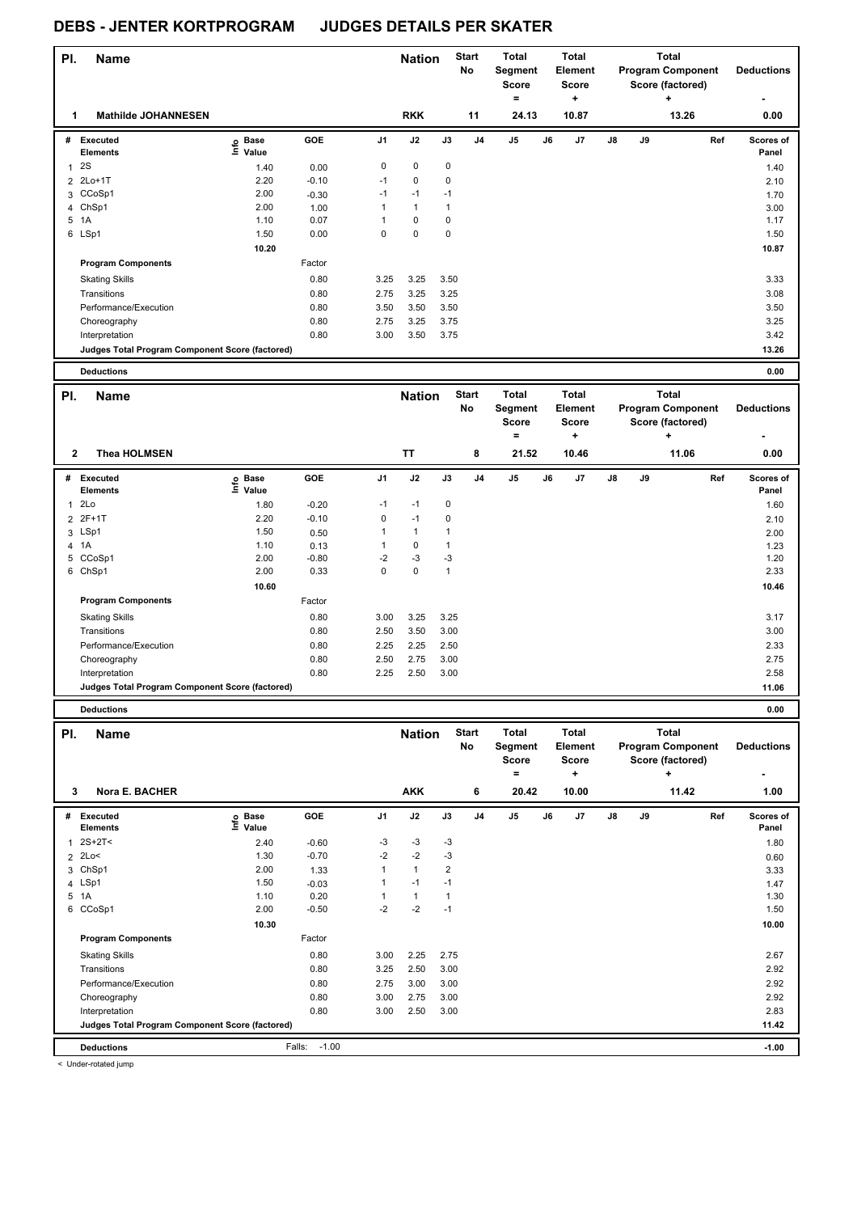# DEBS - JENTER KORTPROGRAM JUDGES DETAILS PER SKATER

| Pl. | Name | Nation | Start No | Total Segment Score = | Total Element Score + | Total Program Component Score (factored) + | Deductions - |
|---|---|---|---|---|---|---|---|
| 1 | Mathilde JOHANNESEN | RKK | 11 | 24.13 | 10.87 | 13.26 | 0.00 |

| # | Executed Elements | Info | Base Value | GOE | J1 | J2 | J3 | J4 | J5 | J6 | J7 | J8 | J9 | Ref | Scores of Panel |
|---|---|---|---|---|---|---|---|---|---|---|---|---|---|---|---|
| 1 | 2S | | 1.40 | 0.00 | 0 | 0 | 0 | | | | | | | | 1.40 |
| 2 | 2Lo+1T | | 2.20 | -0.10 | -1 | 0 | 0 | | | | | | | | 2.10 |
| 3 | CCoSp1 | | 2.00 | -0.30 | -1 | -1 | -1 | | | | | | | | 1.70 |
| 4 | ChSp1 | | 2.00 | 1.00 | 1 | 1 | 1 | | | | | | | | 3.00 |
| 5 | 1A | | 1.10 | 0.07 | 1 | 0 | 0 | | | | | | | | 1.17 |
| 6 | LSp1 | | 1.50 | 0.00 | 0 | 0 | 0 | | | | | | | | 1.50 |
| | | | 10.20 | | | | | | | | | | | | 10.87 |
| | **Program Components** | | | Factor | | | | | | | | | | | |
| | Skating Skills | | | 0.80 | 3.25 | 3.25 | 3.50 | | | | | | | | 3.33 |
| | Transitions | | | 0.80 | 2.75 | 3.25 | 3.25 | | | | | | | | 3.08 |
| | Performance/Execution | | | 0.80 | 3.50 | 3.50 | 3.50 | | | | | | | | 3.50 |
| | Choreography | | | 0.80 | 2.75 | 3.25 | 3.75 | | | | | | | | 3.25 |
| | Interpretation | | | 0.80 | 3.00 | 3.50 | 3.75 | | | | | | | | 3.42 |
| | **Judges Total Program Component Score (factored)** | | | | | | | | | | | | | | 13.26 |
| | **Deductions** | | | | | | | | | | | | | | 0.00 |

| Pl. | Name | Nation | Start No | Total Segment Score = | Total Element Score + | Total Program Component Score (factored) + | Deductions - |
|---|---|---|---|---|---|---|---|
| 2 | Thea HOLMSEN | TT | 8 | 21.52 | 10.46 | 11.06 | 0.00 |

| # | Executed Elements | Info | Base Value | GOE | J1 | J2 | J3 | J4 | J5 | J6 | J7 | J8 | J9 | Ref | Scores of Panel |
|---|---|---|---|---|---|---|---|---|---|---|---|---|---|---|---|
| 1 | 2Lo | | 1.80 | -0.20 | -1 | -1 | 0 | | | | | | | | 1.60 |
| 2 | 2F+1T | | 2.20 | -0.10 | 0 | -1 | 0 | | | | | | | | 2.10 |
| 3 | LSp1 | | 1.50 | 0.50 | 1 | 1 | 1 | | | | | | | | 2.00 |
| 4 | 1A | | 1.10 | 0.13 | 1 | 0 | 1 | | | | | | | | 1.23 |
| 5 | CCoSp1 | | 2.00 | -0.80 | -2 | -3 | -3 | | | | | | | | 1.20 |
| 6 | ChSp1 | | 2.00 | 0.33 | 0 | 0 | 1 | | | | | | | | 2.33 |
| | | | 10.60 | | | | | | | | | | | | 10.46 |
| | **Program Components** | | | Factor | | | | | | | | | | | |
| | Skating Skills | | | 0.80 | 3.00 | 3.25 | 3.25 | | | | | | | | 3.17 |
| | Transitions | | | 0.80 | 2.50 | 3.50 | 3.00 | | | | | | | | 3.00 |
| | Performance/Execution | | | 0.80 | 2.25 | 2.25 | 2.50 | | | | | | | | 2.33 |
| | Choreography | | | 0.80 | 2.50 | 2.75 | 3.00 | | | | | | | | 2.75 |
| | Interpretation | | | 0.80 | 2.25 | 2.50 | 3.00 | | | | | | | | 2.58 |
| | **Judges Total Program Component Score (factored)** | | | | | | | | | | | | | | 11.06 |
| | **Deductions** | | | | | | | | | | | | | | 0.00 |

| Pl. | Name | Nation | Start No | Total Segment Score = | Total Element Score + | Total Program Component Score (factored) + | Deductions - |
|---|---|---|---|---|---|---|---|
| 3 | Nora E. BACHER | AKK | 6 | 20.42 | 10.00 | 11.42 | 1.00 |

| # | Executed Elements | Info | Base Value | GOE | J1 | J2 | J3 | J4 | J5 | J6 | J7 | J8 | J9 | Ref | Scores of Panel |
|---|---|---|---|---|---|---|---|---|---|---|---|---|---|---|---|
| 1 | 2S+2T< | | 2.40 | -0.60 | -3 | -3 | -3 | | | | | | | | 1.80 |
| 2 | 2Lo< | | 1.30 | -0.70 | -2 | -2 | -3 | | | | | | | | 0.60 |
| 3 | ChSp1 | | 2.00 | 1.33 | 1 | 1 | 2 | | | | | | | | 3.33 |
| 4 | LSp1 | | 1.50 | -0.03 | 1 | -1 | -1 | | | | | | | | 1.47 |
| 5 | 1A | | 1.10 | 0.20 | 1 | 1 | 1 | | | | | | | | 1.30 |
| 6 | CCoSp1 | | 2.00 | -0.50 | -2 | -2 | -1 | | | | | | | | 1.50 |
| | | | 10.30 | | | | | | | | | | | | 10.00 |
| | **Program Components** | | | Factor | | | | | | | | | | | |
| | Skating Skills | | | 0.80 | 3.00 | 2.25 | 2.75 | | | | | | | | 2.67 |
| | Transitions | | | 0.80 | 3.25 | 2.50 | 3.00 | | | | | | | | 2.92 |
| | Performance/Execution | | | 0.80 | 2.75 | 3.00 | 3.00 | | | | | | | | 2.92 |
| | Choreography | | | 0.80 | 3.00 | 2.75 | 3.00 | | | | | | | | 2.92 |
| | Interpretation | | | 0.80 | 3.00 | 2.50 | 3.00 | | | | | | | | 2.83 |
| | **Judges Total Program Component Score (factored)** | | | | | | | | | | | | | | 11.42 |
| | **Deductions** | | | Falls: -1.00 | | | | | | | | | | | -1.00 |

< Under-rotated jump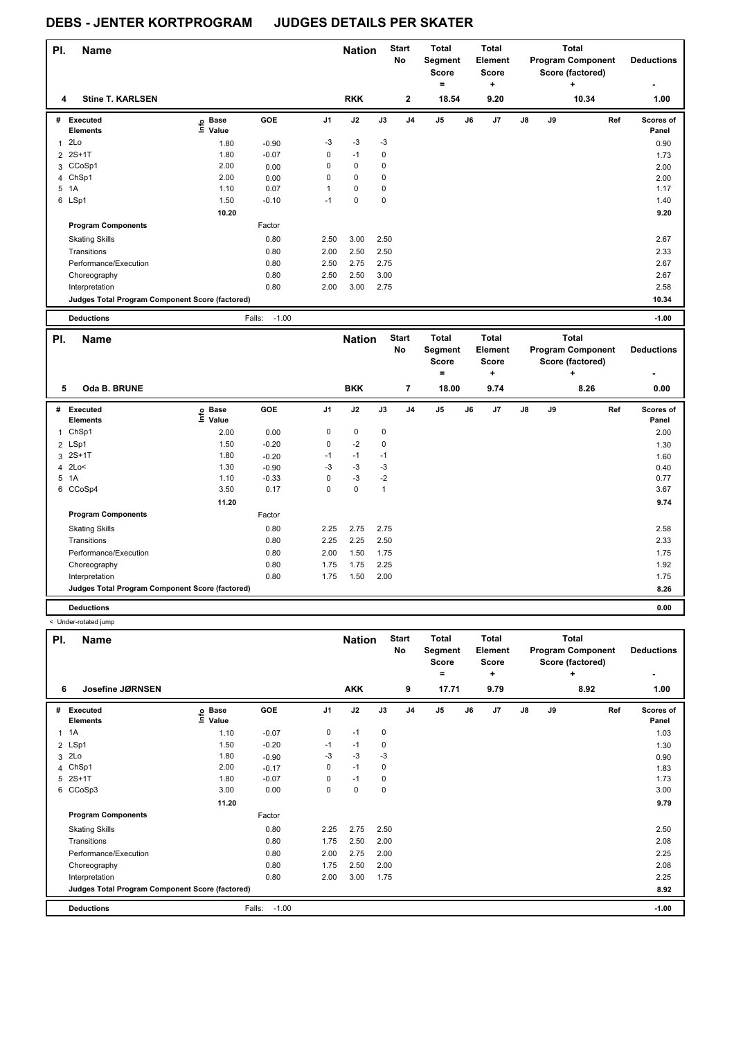# DEBS - JENTER KORTPROGRAM JUDGES DETAILS PER SKATER

| Pl. | Name | Nation | Start No | Total Segment Score = | Total Element Score + | Total Program Component Score (factored) + | Deductions - |
|---|---|---|---|---|---|---|---|
| 4 | Stine T. KARLSEN | RKK | 2 | 18.54 | 9.20 | 10.34 | 1.00 |

| # | Executed Elements | Info | Base Value | GOE | J1 | J2 | J3 | J4 | J5 | J6 | J7 | J8 | J9 | Ref | Scores of Panel |
|---|---|---|---|---|---|---|---|---|---|---|---|---|---|---|---|
| 1 | 2Lo | | 1.80 | -0.90 | -3 | -3 | -3 | | | | | | | | 0.90 |
| 2 | 2S+1T | | 1.80 | -0.07 | 0 | -1 | 0 | | | | | | | | 1.73 |
| 3 | CCoSp1 | | 2.00 | 0.00 | 0 | 0 | 0 | | | | | | | | 2.00 |
| 4 | ChSp1 | | 2.00 | 0.00 | 0 | 0 | 0 | | | | | | | | 2.00 |
| 5 | 1A | | 1.10 | 0.07 | 1 | 0 | 0 | | | | | | | | 1.17 |
| 6 | LSp1 | | 1.50 | -0.10 | -1 | 0 | 0 | | | | | | | | 1.40 |
| | | | 10.20 | | | | | | | | | | | | 9.20 |
| | **Program Components** | | | Factor | | | | | | | | | | | |
| | Skating Skills | | | 0.80 | 2.50 | 3.00 | 2.50 | | | | | | | | 2.67 |
| | Transitions | | | 0.80 | 2.00 | 2.50 | 2.50 | | | | | | | | 2.33 |
| | Performance/Execution | | | 0.80 | 2.50 | 2.75 | 2.75 | | | | | | | | 2.67 |
| | Choreography | | | 0.80 | 2.50 | 2.50 | 3.00 | | | | | | | | 2.67 |
| | Interpretation | | | 0.80 | 2.00 | 3.00 | 2.75 | | | | | | | | 2.58 |
| | **Judges Total Program Component Score (factored)** | | | | | | | | | | | | | | 10.34 |
| | **Deductions** | | | Falls: -1.00 | | | | | | | | | | | -1.00 |

| Pl. | Name | Nation | Start No | Total Segment Score = | Total Element Score + | Total Program Component Score (factored) + | Deductions - |
|---|---|---|---|---|---|---|---|
| 5 | Oda B. BRUNE | BKK | 7 | 18.00 | 9.74 | 8.26 | 0.00 |

| # | Executed Elements | Info | Base Value | GOE | J1 | J2 | J3 | J4 | J5 | J6 | J7 | J8 | J9 | Ref | Scores of Panel |
|---|---|---|---|---|---|---|---|---|---|---|---|---|---|---|---|
| 1 | ChSp1 | | 2.00 | 0.00 | 0 | 0 | 0 | | | | | | | | 2.00 |
| 2 | LSp1 | | 1.50 | -0.20 | 0 | -2 | 0 | | | | | | | | 1.30 |
| 3 | 2S+1T | | 1.80 | -0.20 | -1 | -1 | -1 | | | | | | | | 1.60 |
| 4 | 2Lo< | | 1.30 | -0.90 | -3 | -3 | -3 | | | | | | | | 0.40 |
| 5 | 1A | | 1.10 | -0.33 | 0 | -3 | -2 | | | | | | | | 0.77 |
| 6 | CCoSp4 | | 3.50 | 0.17 | 0 | 0 | 1 | | | | | | | | 3.67 |
| | | | 11.20 | | | | | | | | | | | | 9.74 |
| | **Program Components** | | | Factor | | | | | | | | | | | |
| | Skating Skills | | | 0.80 | 2.25 | 2.75 | 2.75 | | | | | | | | 2.58 |
| | Transitions | | | 0.80 | 2.25 | 2.25 | 2.50 | | | | | | | | 2.33 |
| | Performance/Execution | | | 0.80 | 2.00 | 1.50 | 1.75 | | | | | | | | 1.75 |
| | Choreography | | | 0.80 | 1.75 | 1.75 | 2.25 | | | | | | | | 1.92 |
| | Interpretation | | | 0.80 | 1.75 | 1.50 | 2.00 | | | | | | | | 1.75 |
| | **Judges Total Program Component Score (factored)** | | | | | | | | | | | | | | 8.26 |
| | **Deductions** | | | | | | | | | | | | | | 0.00 |

< Under-rotated jump

| Pl. | Name | Nation | Start No | Total Segment Score = | Total Element Score + | Total Program Component Score (factored) + | Deductions - |
|---|---|---|---|---|---|---|---|
| 6 | Josefine JØRNSEN | AKK | 9 | 17.71 | 9.79 | 8.92 | 1.00 |

| # | Executed Elements | Info | Base Value | GOE | J1 | J2 | J3 | J4 | J5 | J6 | J7 | J8 | J9 | Ref | Scores of Panel |
|---|---|---|---|---|---|---|---|---|---|---|---|---|---|---|---|
| 1 | 1A | | 1.10 | -0.07 | 0 | -1 | 0 | | | | | | | | 1.03 |
| 2 | LSp1 | | 1.50 | -0.20 | -1 | -1 | 0 | | | | | | | | 1.30 |
| 3 | 2Lo | | 1.80 | -0.90 | -3 | -3 | -3 | | | | | | | | 0.90 |
| 4 | ChSp1 | | 2.00 | -0.17 | 0 | -1 | 0 | | | | | | | | 1.83 |
| 5 | 2S+1T | | 1.80 | -0.07 | 0 | -1 | 0 | | | | | | | | 1.73 |
| 6 | CCoSp3 | | 3.00 | 0.00 | 0 | 0 | 0 | | | | | | | | 3.00 |
| | | | 11.20 | | | | | | | | | | | | 9.79 |
| | **Program Components** | | | Factor | | | | | | | | | | | |
| | Skating Skills | | | 0.80 | 2.25 | 2.75 | 2.50 | | | | | | | | 2.50 |
| | Transitions | | | 0.80 | 1.75 | 2.50 | 2.00 | | | | | | | | 2.08 |
| | Performance/Execution | | | 0.80 | 2.00 | 2.75 | 2.00 | | | | | | | | 2.25 |
| | Choreography | | | 0.80 | 1.75 | 2.50 | 2.00 | | | | | | | | 2.08 |
| | Interpretation | | | 0.80 | 2.00 | 3.00 | 1.75 | | | | | | | | 2.25 |
| | **Judges Total Program Component Score (factored)** | | | | | | | | | | | | | | 8.92 |
| | **Deductions** | | | Falls: -1.00 | | | | | | | | | | | -1.00 |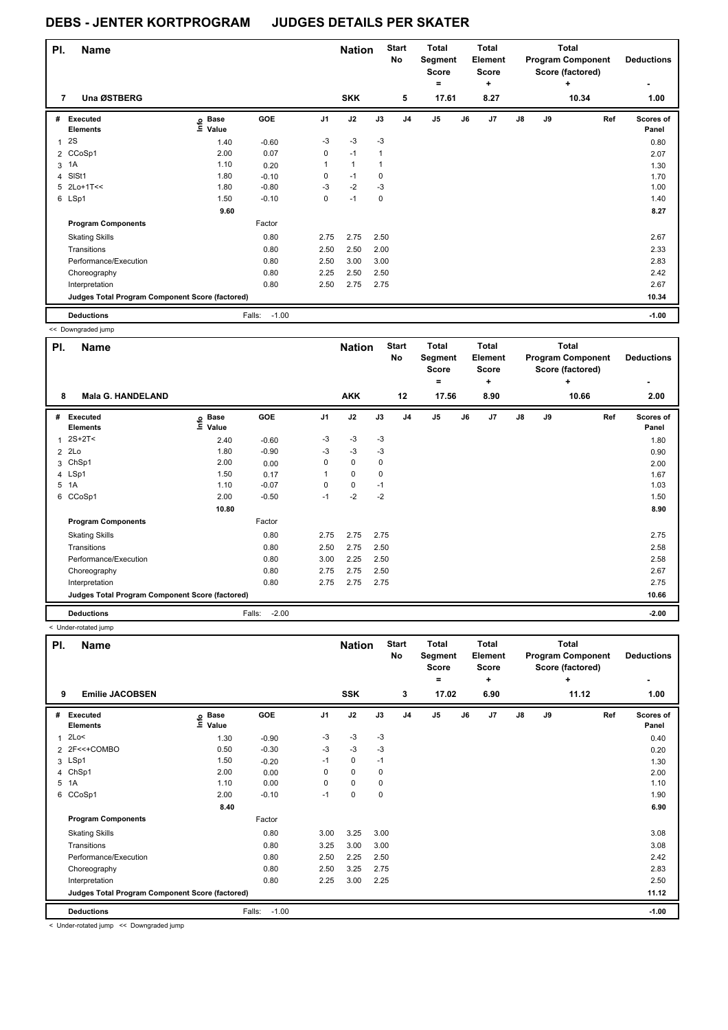# DEBS - JENTER KORTPROGRAM JUDGES DETAILS PER SKATER

| Pl. | Name | Nation | Start No | Total Segment Score = | Total Element Score + | Total Program Component Score (factored) + | Deductions - |
|---|---|---|---|---|---|---|---|
| 7 | Una ØSTBERG | SKK | 5 | 17.61 | 8.27 | 10.34 | 1.00 |

| # | Executed Elements | Info | Base Value | GOE | J1 | J2 | J3 | J4 | J5 | J6 | J7 | J8 | J9 | Ref | Scores of Panel |
|---|---|---|---|---|---|---|---|---|---|---|---|---|---|---|---|
| 1 | 2S | | 1.40 | -0.60 | -3 | -3 | -3 | | | | | | | | 0.80 |
| 2 | CCoSp1 | | 2.00 | 0.07 | 0 | -1 | 1 | | | | | | | | 2.07 |
| 3 | 1A | | 1.10 | 0.20 | 1 | 1 | 1 | | | | | | | | 1.30 |
| 4 | SlSt1 | | 1.80 | -0.10 | 0 | -1 | 0 | | | | | | | | 1.70 |
| 5 | 2Lo+1T<< | | 1.80 | -0.80 | -3 | -2 | -3 | | | | | | | | 1.00 |
| 6 | LSp1 | | 1.50 | -0.10 | 0 | -1 | 0 | | | | | | | | 1.40 |
| | | | 9.60 | | | | | | | | | | | | 8.27 |
| | **Program Components** | | | Factor | | | | | | | | | | | |
| | Skating Skills | | | 0.80 | 2.75 | 2.75 | 2.50 | | | | | | | | 2.67 |
| | Transitions | | | 0.80 | 2.50 | 2.50 | 2.00 | | | | | | | | 2.33 |
| | Performance/Execution | | | 0.80 | 2.50 | 3.00 | 3.00 | | | | | | | | 2.83 |
| | Choreography | | | 0.80 | 2.25 | 2.50 | 2.50 | | | | | | | | 2.42 |
| | Interpretation | | | 0.80 | 2.50 | 2.75 | 2.75 | | | | | | | | 2.67 |
| | **Judges Total Program Component Score (factored)** | | | | | | | | | | | | | | 10.34 |
| | **Deductions** | | | Falls: -1.00 | | | | | | | | | | | -1.00 |

<< Downgraded jump

| Pl. | Name | Nation | Start No | Total Segment Score = | Total Element Score + | Total Program Component Score (factored) + | Deductions - |
|---|---|---|---|---|---|---|---|
| 8 | Mala G. HANDELAND | AKK | 12 | 17.56 | 8.90 | 10.66 | 2.00 |

| # | Executed Elements | Info | Base Value | GOE | J1 | J2 | J3 | J4 | J5 | J6 | J7 | J8 | J9 | Ref | Scores of Panel |
|---|---|---|---|---|---|---|---|---|---|---|---|---|---|---|---|
| 1 | 2S+2T< | | 2.40 | -0.60 | -3 | -3 | -3 | | | | | | | | 1.80 |
| 2 | 2Lo | | 1.80 | -0.90 | -3 | -3 | -3 | | | | | | | | 0.90 |
| 3 | ChSp1 | | 2.00 | 0.00 | 0 | 0 | 0 | | | | | | | | 2.00 |
| 4 | LSp1 | | 1.50 | 0.17 | 1 | 0 | 0 | | | | | | | | 1.67 |
| 5 | 1A | | 1.10 | -0.07 | 0 | 0 | -1 | | | | | | | | 1.03 |
| 6 | CCoSp1 | | 2.00 | -0.50 | -1 | -2 | -2 | | | | | | | | 1.50 |
| | | | 10.80 | | | | | | | | | | | | 8.90 |
| | **Program Components** | | | Factor | | | | | | | | | | | |
| | Skating Skills | | | 0.80 | 2.75 | 2.75 | 2.75 | | | | | | | | 2.75 |
| | Transitions | | | 0.80 | 2.50 | 2.75 | 2.50 | | | | | | | | 2.58 |
| | Performance/Execution | | | 0.80 | 3.00 | 2.25 | 2.50 | | | | | | | | 2.58 |
| | Choreography | | | 0.80 | 2.75 | 2.75 | 2.50 | | | | | | | | 2.67 |
| | Interpretation | | | 0.80 | 2.75 | 2.75 | 2.75 | | | | | | | | 2.75 |
| | **Judges Total Program Component Score (factored)** | | | | | | | | | | | | | | 10.66 |
| | **Deductions** | | | Falls: -2.00 | | | | | | | | | | | -2.00 |

< Under-rotated jump

| Pl. | Name | Nation | Start No | Total Segment Score = | Total Element Score + | Total Program Component Score (factored) + | Deductions - |
|---|---|---|---|---|---|---|---|
| 9 | Emilie JACOBSEN | SSK | 3 | 17.02 | 6.90 | 11.12 | 1.00 |

| # | Executed Elements | Info | Base Value | GOE | J1 | J2 | J3 | J4 | J5 | J6 | J7 | J8 | J9 | Ref | Scores of Panel |
|---|---|---|---|---|---|---|---|---|---|---|---|---|---|---|---|
| 1 | 2Lo< | | 1.30 | -0.90 | -3 | -3 | -3 | | | | | | | | 0.40 |
| 2 | 2F<<+COMBO | | 0.50 | -0.30 | -3 | -3 | -3 | | | | | | | | 0.20 |
| 3 | LSp1 | | 1.50 | -0.20 | -1 | 0 | -1 | | | | | | | | 1.30 |
| 4 | ChSp1 | | 2.00 | 0.00 | 0 | 0 | 0 | | | | | | | | 2.00 |
| 5 | 1A | | 1.10 | 0.00 | 0 | 0 | 0 | | | | | | | | 1.10 |
| 6 | CCoSp1 | | 2.00 | -0.10 | -1 | 0 | 0 | | | | | | | | 1.90 |
| | | | 8.40 | | | | | | | | | | | | 6.90 |
| | **Program Components** | | | Factor | | | | | | | | | | | |
| | Skating Skills | | | 0.80 | 3.00 | 3.25 | 3.00 | | | | | | | | 3.08 |
| | Transitions | | | 0.80 | 3.25 | 3.00 | 3.00 | | | | | | | | 3.08 |
| | Performance/Execution | | | 0.80 | 2.50 | 2.25 | 2.50 | | | | | | | | 2.42 |
| | Choreography | | | 0.80 | 2.50 | 3.25 | 2.75 | | | | | | | | 2.83 |
| | Interpretation | | | 0.80 | 2.25 | 3.00 | 2.25 | | | | | | | | 2.50 |
| | **Judges Total Program Component Score (factored)** | | | | | | | | | | | | | | 11.12 |
| | **Deductions** | | | Falls: -1.00 | | | | | | | | | | | -1.00 |

< Under-rotated jump << Downgraded jump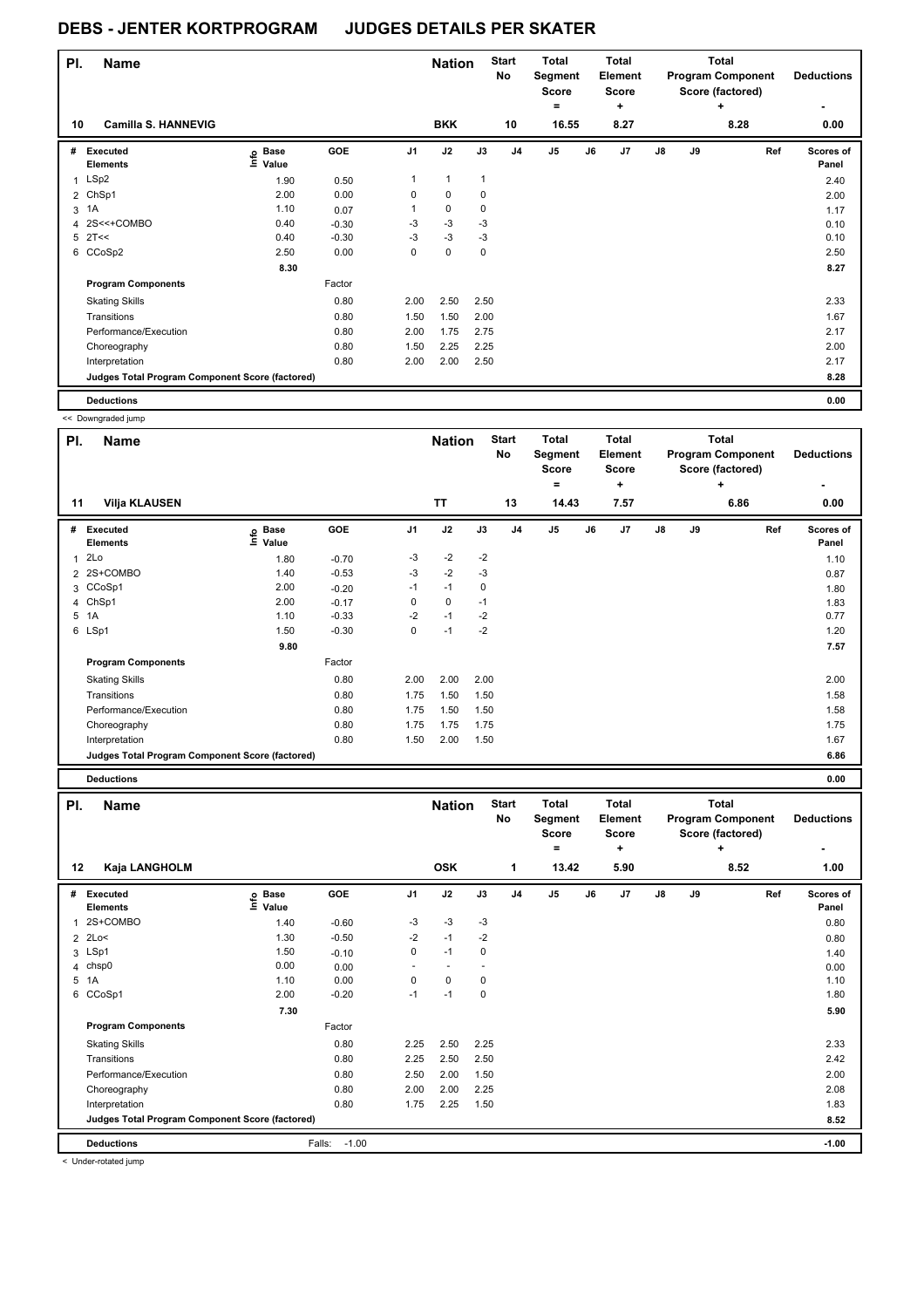# DEBS - JENTER KORTPROGRAM JUDGES DETAILS PER SKATER

| Pl. | Name | Nation | Start No | Total Segment Score = | Total Element Score + | Total Program Component Score (factored) + | Deductions - |
|---|---|---|---|---|---|---|---|
| 10 | Camilla S. HANNEVIG | BKK | 10 | 16.55 | 8.27 | 8.28 | 0.00 |

| # | Executed Elements | Info | Base Value | GOE | J1 | J2 | J3 | J4 | J5 | J6 | J7 | J8 | J9 | Ref | Scores of Panel |
|---|---|---|---|---|---|---|---|---|---|---|---|---|---|---|---|
| 1 | LSp2 | | 1.90 | 0.50 | 1 | 1 | 1 | | | | | | | | 2.40 |
| 2 | ChSp1 | | 2.00 | 0.00 | 0 | 0 | 0 | | | | | | | | 2.00 |
| 3 | 1A | | 1.10 | 0.07 | 1 | 0 | 0 | | | | | | | | 1.17 |
| 4 | 2S<<+COMBO | | 0.40 | -0.30 | -3 | -3 | -3 | | | | | | | | 0.10 |
| 5 | 2T<< | | 0.40 | -0.30 | -3 | -3 | -3 | | | | | | | | 0.10 |
| 6 | CCoSp2 | | 2.50 | 0.00 | 0 | 0 | 0 | | | | | | | | 2.50 |
| | | | 8.30 | | | | | | | | | | | | 8.27 |
| | **Program Components** | | | Factor | | | | | | | | | | | |
| | Skating Skills | | | 0.80 | 2.00 | 2.50 | 2.50 | | | | | | | | 2.33 |
| | Transitions | | | 0.80 | 1.50 | 1.50 | 2.00 | | | | | | | | 1.67 |
| | Performance/Execution | | | 0.80 | 2.00 | 1.75 | 2.75 | | | | | | | | 2.17 |
| | Choreography | | | 0.80 | 1.50 | 2.25 | 2.25 | | | | | | | | 2.00 |
| | Interpretation | | | 0.80 | 2.00 | 2.00 | 2.50 | | | | | | | | 2.17 |
| | **Judges Total Program Component Score (factored)** | | | | | | | | | | | | | | 8.28 |
| | **Deductions** | | | | | | | | | | | | | | 0.00 |

<< Downgraded jump

| Pl. | Name | Nation | Start No | Total Segment Score = | Total Element Score + | Total Program Component Score (factored) + | Deductions - |
|---|---|---|---|---|---|---|---|
| 11 | Vilja KLAUSEN | TT | 13 | 14.43 | 7.57 | 6.86 | 0.00 |

| # | Executed Elements | Info | Base Value | GOE | J1 | J2 | J3 | J4 | J5 | J6 | J7 | J8 | J9 | Ref | Scores of Panel |
|---|---|---|---|---|---|---|---|---|---|---|---|---|---|---|---|
| 1 | 2Lo | | 1.80 | -0.70 | -3 | -2 | -2 | | | | | | | | 1.10 |
| 2 | 2S+COMBO | | 1.40 | -0.53 | -3 | -2 | -3 | | | | | | | | 0.87 |
| 3 | CCoSp1 | | 2.00 | -0.20 | -1 | -1 | 0 | | | | | | | | 1.80 |
| 4 | ChSp1 | | 2.00 | -0.17 | 0 | 0 | -1 | | | | | | | | 1.83 |
| 5 | 1A | | 1.10 | -0.33 | -2 | -1 | -2 | | | | | | | | 0.77 |
| 6 | LSp1 | | 1.50 | -0.30 | 0 | -1 | -2 | | | | | | | | 1.20 |
| | | | 9.80 | | | | | | | | | | | | 7.57 |
| | **Program Components** | | | Factor | | | | | | | | | | | |
| | Skating Skills | | | 0.80 | 2.00 | 2.00 | 2.00 | | | | | | | | 2.00 |
| | Transitions | | | 0.80 | 1.75 | 1.50 | 1.50 | | | | | | | | 1.58 |
| | Performance/Execution | | | 0.80 | 1.75 | 1.50 | 1.50 | | | | | | | | 1.58 |
| | Choreography | | | 0.80 | 1.75 | 1.75 | 1.75 | | | | | | | | 1.75 |
| | Interpretation | | | 0.80 | 1.50 | 2.00 | 1.50 | | | | | | | | 1.67 |
| | **Judges Total Program Component Score (factored)** | | | | | | | | | | | | | | 6.86 |
| | **Deductions** | | | | | | | | | | | | | | 0.00 |

| Pl. | Name | Nation | Start No | Total Segment Score = | Total Element Score + | Total Program Component Score (factored) + | Deductions - |
|---|---|---|---|---|---|---|---|
| 12 | Kaja LANGHOLM | OSK | 1 | 13.42 | 5.90 | 8.52 | 1.00 |

| # | Executed Elements | Info | Base Value | GOE | J1 | J2 | J3 | J4 | J5 | J6 | J7 | J8 | J9 | Ref | Scores of Panel |
|---|---|---|---|---|---|---|---|---|---|---|---|---|---|---|---|
| 1 | 2S+COMBO | | 1.40 | -0.60 | -3 | -3 | -3 | | | | | | | | 0.80 |
| 2 | 2Lo< | | 1.30 | -0.50 | -2 | -1 | -2 | | | | | | | | 0.80 |
| 3 | LSp1 | | 1.50 | -0.10 | 0 | -1 | 0 | | | | | | | | 1.40 |
| 4 | chsp0 | | 0.00 | 0.00 | - | - | - | | | | | | | | 0.00 |
| 5 | 1A | | 1.10 | 0.00 | 0 | 0 | 0 | | | | | | | | 1.10 |
| 6 | CCoSp1 | | 2.00 | -0.20 | -1 | -1 | 0 | | | | | | | | 1.80 |
| | | | 7.30 | | | | | | | | | | | | 5.90 |
| | **Program Components** | | | Factor | | | | | | | | | | | |
| | Skating Skills | | | 0.80 | 2.25 | 2.50 | 2.25 | | | | | | | | 2.33 |
| | Transitions | | | 0.80 | 2.25 | 2.50 | 2.50 | | | | | | | | 2.42 |
| | Performance/Execution | | | 0.80 | 2.50 | 2.00 | 1.50 | | | | | | | | 2.00 |
| | Choreography | | | 0.80 | 2.00 | 2.00 | 2.25 | | | | | | | | 2.08 |
| | Interpretation | | | 0.80 | 1.75 | 2.25 | 1.50 | | | | | | | | 1.83 |
| | **Judges Total Program Component Score (factored)** | | | | | | | | | | | | | | 8.52 |
| | **Deductions** | | | Falls: -1.00 | | | | | | | | | | | -1.00 |

< Under-rotated jump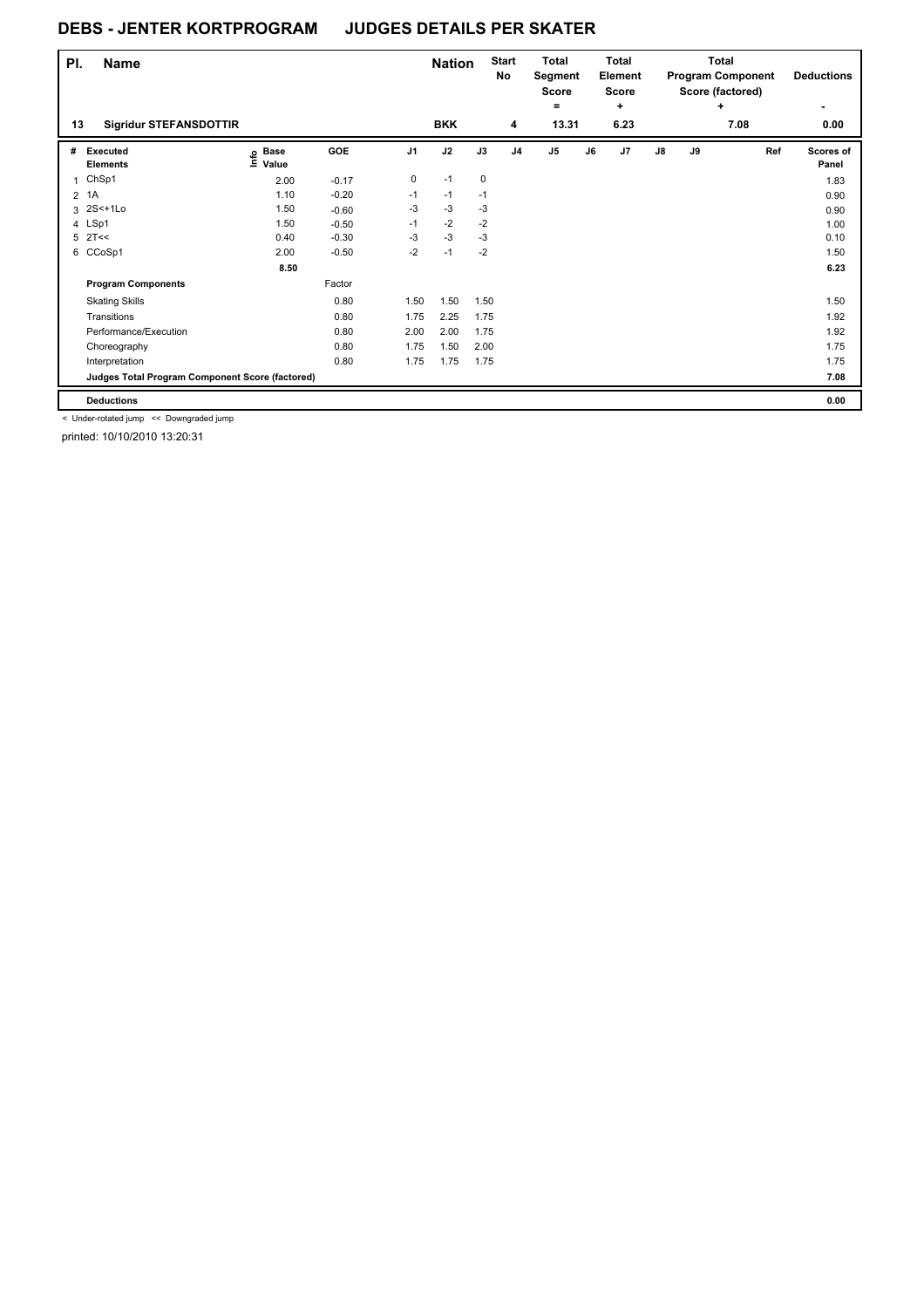# DEBS - JENTER KORTPROGRAM JUDGES DETAILS PER SKATER

| Pl. | Name | Nation | Start No | Total Segment Score = | Total Element Score + | Total Program Component Score (factored) + | Deductions - |
|---|---|---|---|---|---|---|---|
| 13 | Sigridur STEFANSDOTTIR | BKK | 4 | 13.31 | 6.23 | 7.08 | 0.00 |

| # | Executed Elements | Info | Base Value | GOE | J1 | J2 | J3 | J4 | J5 | J6 | J7 | J8 | J9 | Ref | Scores of Panel |
|---|---|---|---|---|---|---|---|---|---|---|---|---|---|---|---|
| 1 | ChSp1 | | 2.00 | -0.17 | 0 | -1 | 0 | | | | | | | | 1.83 |
| 2 | 1A | | 1.10 | -0.20 | -1 | -1 | -1 | | | | | | | | 0.90 |
| 3 | 2S<+1Lo | | 1.50 | -0.60 | -3 | -3 | -3 | | | | | | | | 0.90 |
| 4 | LSp1 | | 1.50 | -0.50 | -1 | -2 | -2 | | | | | | | | 1.00 |
| 5 | 2T<< | | 0.40 | -0.30 | -3 | -3 | -3 | | | | | | | | 0.10 |
| 6 | CCoSp1 | | 2.00 | -0.50 | -2 | -1 | -2 | | | | | | | | 1.50 |
| | | | 8.50 | | | | | | | | | | | | 6.23 |
| | **Program Components** | | | Factor | | | | | | | | | | | |
| | Skating Skills | | | 0.80 | 1.50 | 1.50 | 1.50 | | | | | | | | 1.50 |
| | Transitions | | | 0.80 | 1.75 | 2.25 | 1.75 | | | | | | | | 1.92 |
| | Performance/Execution | | | 0.80 | 2.00 | 2.00 | 1.75 | | | | | | | | 1.92 |
| | Choreography | | | 0.80 | 1.75 | 1.50 | 2.00 | | | | | | | | 1.75 |
| | Interpretation | | | 0.80 | 1.75 | 1.75 | 1.75 | | | | | | | | 1.75 |
| | **Judges Total Program Component Score (factored)** | | | | | | | | | | | | | | 7.08 |
| | **Deductions** | | | | | | | | | | | | | | 0.00 |

< Under-rotated jump << Downgraded jump

printed: 10/10/2010 13:20:31